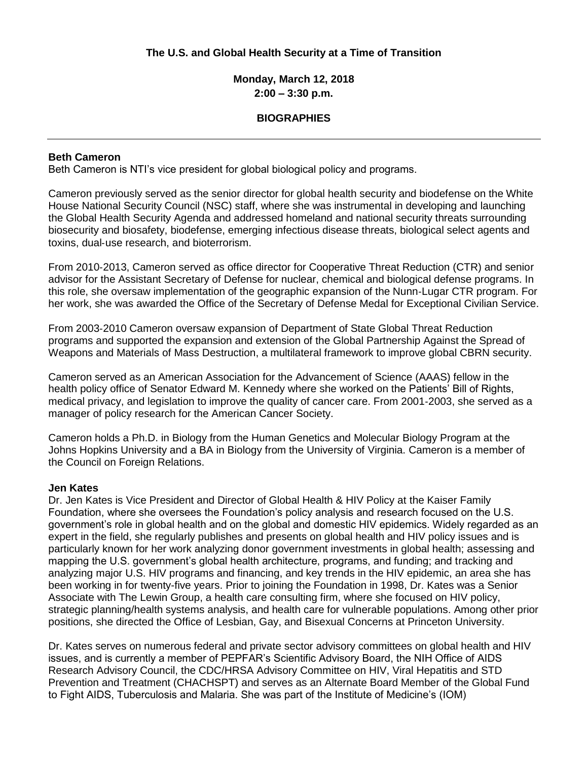**The U.S. and Global Health Security at a Time of Transition**

**Monday, March 12, 2018**
**2:00 – 3:30 p.m.**

**BIOGRAPHIES**

---

**Beth Cameron**
Beth Cameron is NTI's vice president for global biological policy and programs.

Cameron previously served as the senior director for global health security and biodefense on the White House National Security Council (NSC) staff, where she was instrumental in developing and launching the Global Health Security Agenda and addressed homeland and national security threats surrounding biosecurity and biosafety, biodefense, emerging infectious disease threats, biological select agents and toxins, dual-use research, and bioterrorism.

From 2010-2013, Cameron served as office director for Cooperative Threat Reduction (CTR) and senior advisor for the Assistant Secretary of Defense for nuclear, chemical and biological defense programs. In this role, she oversaw implementation of the geographic expansion of the Nunn-Lugar CTR program. For her work, she was awarded the Office of the Secretary of Defense Medal for Exceptional Civilian Service.

From 2003-2010 Cameron oversaw expansion of Department of State Global Threat Reduction programs and supported the expansion and extension of the Global Partnership Against the Spread of Weapons and Materials of Mass Destruction, a multilateral framework to improve global CBRN security.

Cameron served as an American Association for the Advancement of Science (AAAS) fellow in the health policy office of Senator Edward M. Kennedy where she worked on the Patients' Bill of Rights, medical privacy, and legislation to improve the quality of cancer care. From 2001-2003, she served as a manager of policy research for the American Cancer Society.

Cameron holds a Ph.D. in Biology from the Human Genetics and Molecular Biology Program at the Johns Hopkins University and a BA in Biology from the University of Virginia. Cameron is a member of the Council on Foreign Relations.

**Jen Kates**
Dr. Jen Kates is Vice President and Director of Global Health & HIV Policy at the Kaiser Family Foundation, where she oversees the Foundation's policy analysis and research focused on the U.S. government's role in global health and on the global and domestic HIV epidemics. Widely regarded as an expert in the field, she regularly publishes and presents on global health and HIV policy issues and is particularly known for her work analyzing donor government investments in global health; assessing and mapping the U.S. government's global health architecture, programs, and funding; and tracking and analyzing major U.S. HIV programs and financing, and key trends in the HIV epidemic, an area she has been working in for twenty-five years. Prior to joining the Foundation in 1998, Dr. Kates was a Senior Associate with The Lewin Group, a health care consulting firm, where she focused on HIV policy, strategic planning/health systems analysis, and health care for vulnerable populations. Among other prior positions, she directed the Office of Lesbian, Gay, and Bisexual Concerns at Princeton University.

Dr. Kates serves on numerous federal and private sector advisory committees on global health and HIV issues, and is currently a member of PEPFAR's Scientific Advisory Board, the NIH Office of AIDS Research Advisory Council, the CDC/HRSA Advisory Committee on HIV, Viral Hepatitis and STD Prevention and Treatment (CHACHSPT) and serves as an Alternate Board Member of the Global Fund to Fight AIDS, Tuberculosis and Malaria. She was part of the Institute of Medicine's (IOM)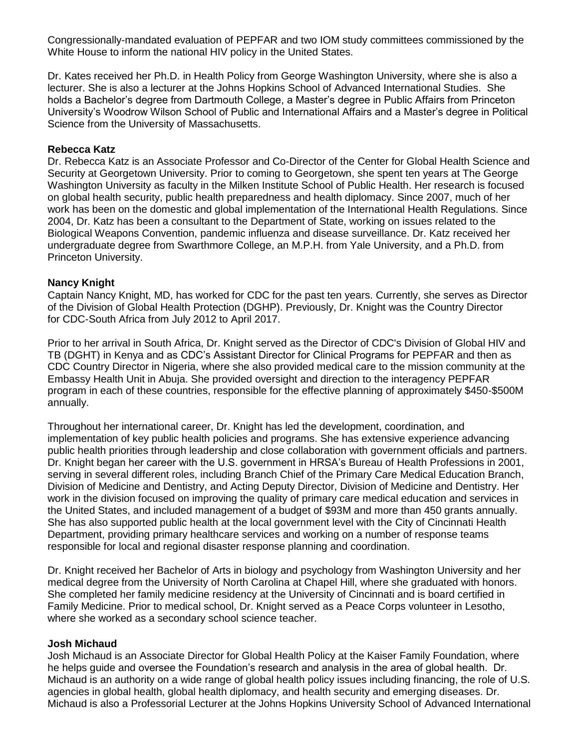Congressionally-mandated evaluation of PEPFAR and two IOM study committees commissioned by the White House to inform the national HIV policy in the United States.

Dr. Kates received her Ph.D. in Health Policy from George Washington University, where she is also a lecturer. She is also a lecturer at the Johns Hopkins School of Advanced International Studies. She holds a Bachelor's degree from Dartmouth College, a Master's degree in Public Affairs from Princeton University's Woodrow Wilson School of Public and International Affairs and a Master's degree in Political Science from the University of Massachusetts.

**Rebecca Katz**
Dr. Rebecca Katz is an Associate Professor and Co-Director of the Center for Global Health Science and Security at Georgetown University. Prior to coming to Georgetown, she spent ten years at The George Washington University as faculty in the Milken Institute School of Public Health. Her research is focused on global health security, public health preparedness and health diplomacy. Since 2007, much of her work has been on the domestic and global implementation of the International Health Regulations. Since 2004, Dr. Katz has been a consultant to the Department of State, working on issues related to the Biological Weapons Convention, pandemic influenza and disease surveillance. Dr. Katz received her undergraduate degree from Swarthmore College, an M.P.H. from Yale University, and a Ph.D. from Princeton University.

**Nancy Knight**
Captain Nancy Knight, MD, has worked for CDC for the past ten years. Currently, she serves as Director of the Division of Global Health Protection (DGHP). Previously, Dr. Knight was the Country Director for CDC-South Africa from July 2012 to April 2017.

Prior to her arrival in South Africa, Dr. Knight served as the Director of CDC's Division of Global HIV and TB (DGHT) in Kenya and as CDC's Assistant Director for Clinical Programs for PEPFAR and then as CDC Country Director in Nigeria, where she also provided medical care to the mission community at the Embassy Health Unit in Abuja. She provided oversight and direction to the interagency PEPFAR program in each of these countries, responsible for the effective planning of approximately $450-$500M annually.

Throughout her international career, Dr. Knight has led the development, coordination, and implementation of key public health policies and programs. She has extensive experience advancing public health priorities through leadership and close collaboration with government officials and partners. Dr. Knight began her career with the U.S. government in HRSA's Bureau of Health Professions in 2001, serving in several different roles, including Branch Chief of the Primary Care Medical Education Branch, Division of Medicine and Dentistry, and Acting Deputy Director, Division of Medicine and Dentistry. Her work in the division focused on improving the quality of primary care medical education and services in the United States, and included management of a budget of $93M and more than 450 grants annually. She has also supported public health at the local government level with the City of Cincinnati Health Department, providing primary healthcare services and working on a number of response teams responsible for local and regional disaster response planning and coordination.

Dr. Knight received her Bachelor of Arts in biology and psychology from Washington University and her medical degree from the University of North Carolina at Chapel Hill, where she graduated with honors. She completed her family medicine residency at the University of Cincinnati and is board certified in Family Medicine. Prior to medical school, Dr. Knight served as a Peace Corps volunteer in Lesotho, where she worked as a secondary school science teacher.

**Josh Michaud**
Josh Michaud is an Associate Director for Global Health Policy at the Kaiser Family Foundation, where he helps guide and oversee the Foundation's research and analysis in the area of global health. Dr. Michaud is an authority on a wide range of global health policy issues including financing, the role of U.S. agencies in global health, global health diplomacy, and health security and emerging diseases. Dr. Michaud is also a Professorial Lecturer at the Johns Hopkins University School of Advanced International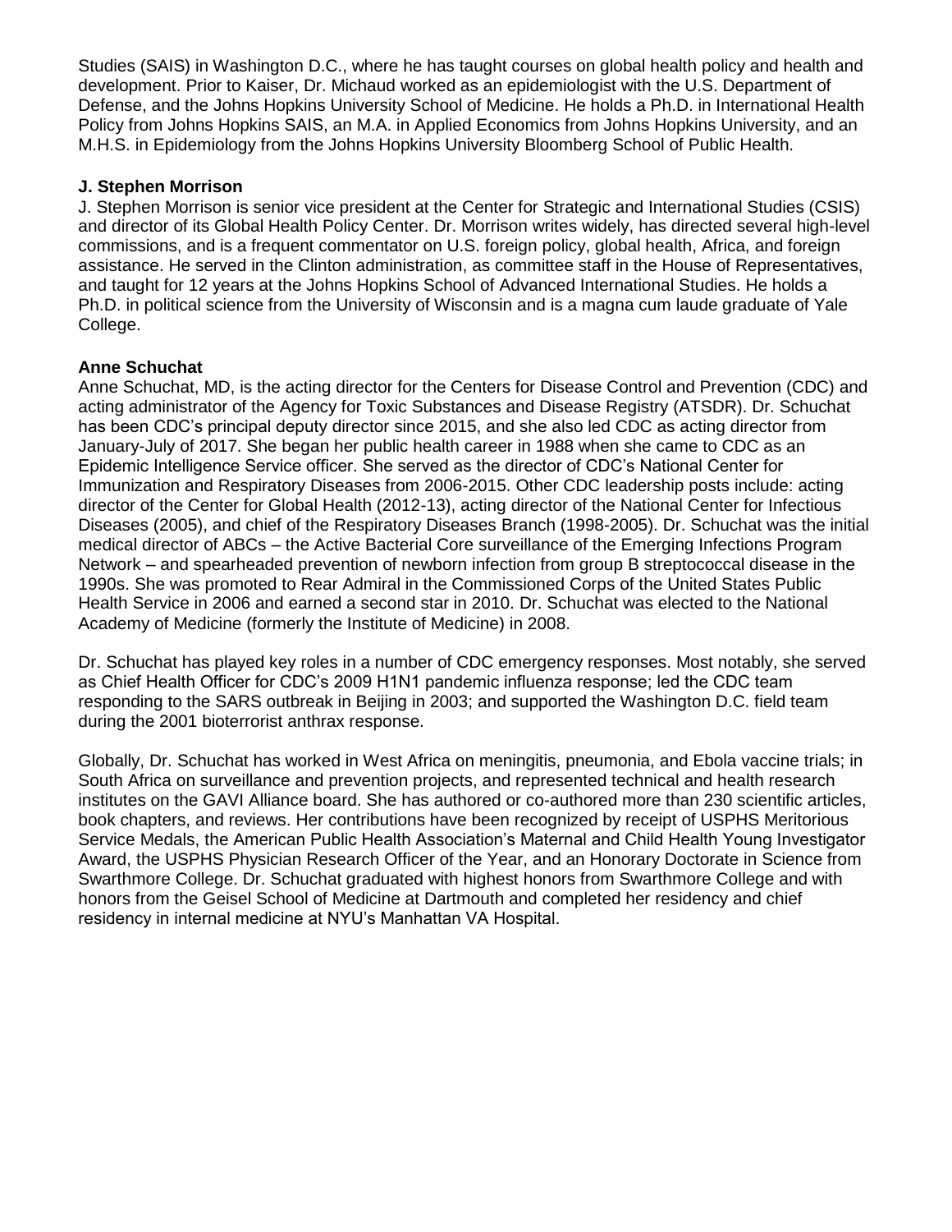Studies (SAIS) in Washington D.C., where he has taught courses on global health policy and health and development. Prior to Kaiser, Dr. Michaud worked as an epidemiologist with the U.S. Department of Defense, and the Johns Hopkins University School of Medicine. He holds a Ph.D. in International Health Policy from Johns Hopkins SAIS, an M.A. in Applied Economics from Johns Hopkins University, and an M.H.S. in Epidemiology from the Johns Hopkins University Bloomberg School of Public Health.

**J. Stephen Morrison**

J. Stephen Morrison is senior vice president at the Center for Strategic and International Studies (CSIS) and director of its Global Health Policy Center. Dr. Morrison writes widely, has directed several high-level commissions, and is a frequent commentator on U.S. foreign policy, global health, Africa, and foreign assistance. He served in the Clinton administration, as committee staff in the House of Representatives, and taught for 12 years at the Johns Hopkins School of Advanced International Studies. He holds a Ph.D. in political science from the University of Wisconsin and is a magna cum laude graduate of Yale College.

**Anne Schuchat**

Anne Schuchat, MD, is the acting director for the Centers for Disease Control and Prevention (CDC) and acting administrator of the Agency for Toxic Substances and Disease Registry (ATSDR). Dr. Schuchat has been CDC's principal deputy director since 2015, and she also led CDC as acting director from January-July of 2017. She began her public health career in 1988 when she came to CDC as an Epidemic Intelligence Service officer. She served as the director of CDC's National Center for Immunization and Respiratory Diseases from 2006-2015. Other CDC leadership posts include: acting director of the Center for Global Health (2012-13), acting director of the National Center for Infectious Diseases (2005), and chief of the Respiratory Diseases Branch (1998-2005). Dr. Schuchat was the initial medical director of ABCs – the Active Bacterial Core surveillance of the Emerging Infections Program Network – and spearheaded prevention of newborn infection from group B streptococcal disease in the 1990s. She was promoted to Rear Admiral in the Commissioned Corps of the United States Public Health Service in 2006 and earned a second star in 2010. Dr. Schuchat was elected to the National Academy of Medicine (formerly the Institute of Medicine) in 2008.

Dr. Schuchat has played key roles in a number of CDC emergency responses. Most notably, she served as Chief Health Officer for CDC's 2009 H1N1 pandemic influenza response; led the CDC team responding to the SARS outbreak in Beijing in 2003; and supported the Washington D.C. field team during the 2001 bioterrorist anthrax response.

Globally, Dr. Schuchat has worked in West Africa on meningitis, pneumonia, and Ebola vaccine trials; in South Africa on surveillance and prevention projects, and represented technical and health research institutes on the GAVI Alliance board. She has authored or co-authored more than 230 scientific articles, book chapters, and reviews. Her contributions have been recognized by receipt of USPHS Meritorious Service Medals, the American Public Health Association's Maternal and Child Health Young Investigator Award, the USPHS Physician Research Officer of the Year, and an Honorary Doctorate in Science from Swarthmore College. Dr. Schuchat graduated with highest honors from Swarthmore College and with honors from the Geisel School of Medicine at Dartmouth and completed her residency and chief residency in internal medicine at NYU's Manhattan VA Hospital.